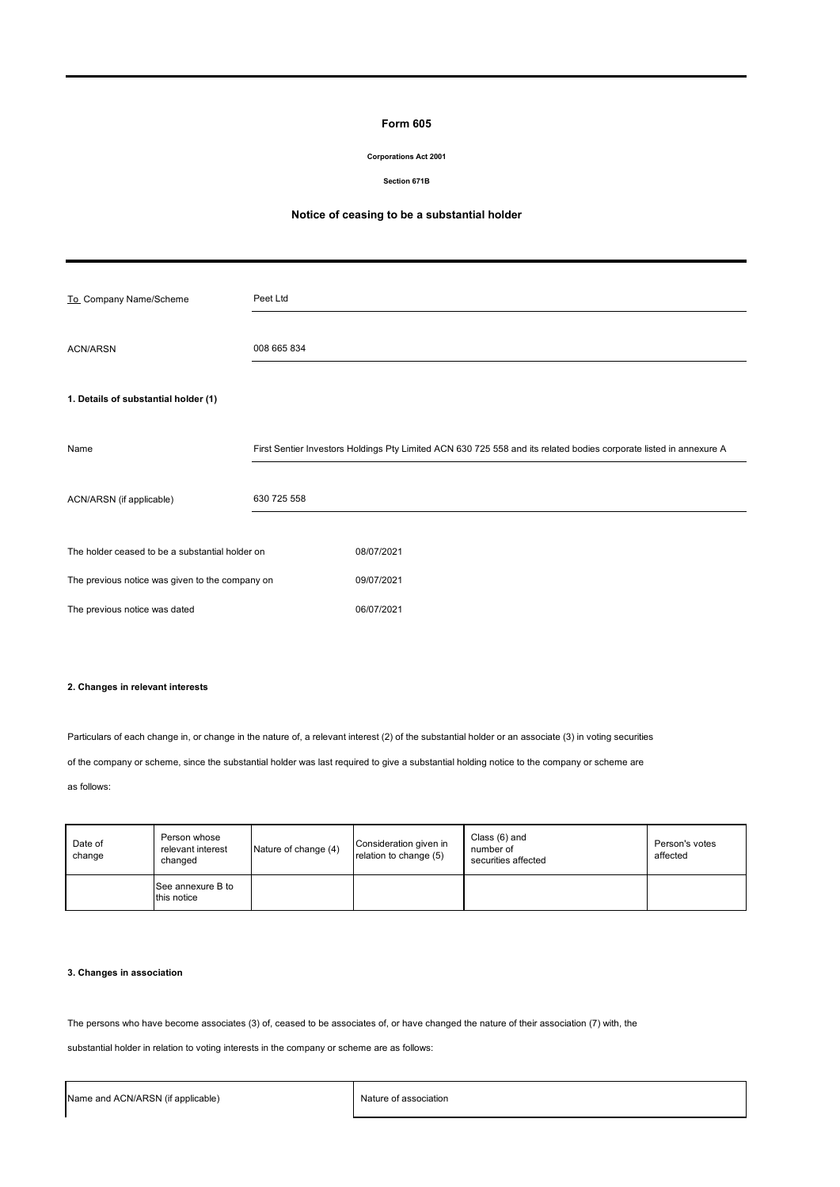# Form 605

**Corporations Act 2001**

**Section 671B**

## Notice of ceasing to be a substantial holder

| To Company Name/Scheme | Peet Ltd |
|---|---|
| ACN/ARSN | 008 665 834 |

### 1. Details of substantial holder (1)

| Name | First Sentier Investors Holdings Pty Limited ACN 630 725 558 and its related bodies corporate listed in annexure A |
|---|---|
| ACN/ARSN (if applicable) | 630 725 558 |

| The holder ceased to be a substantial holder on | 08/07/2021 |
|---|---|
| The previous notice was given to the company on | 09/07/2021 |
| The previous notice was dated | 06/07/2021 |

### 2. Changes in relevant interests

Particulars of each change in, or change in the nature of, a relevant interest (2) of the substantial holder or an associate (3) in voting securities of the company or scheme, since the substantial holder was last required to give a substantial holding notice to the company or scheme are as follows:

| Date of change | Person whose relevant interest changed | Nature of change (4) | Consideration given in relation to change (5) | Class (6) and number of securities affected | Person's votes affected |
|---|---|---|---|---|---|
| | See annexure B to this notice | | | | |

### 3. Changes in association

The persons who have become associates (3) of, ceased to be associates of, or have changed the nature of their association (7) with, the substantial holder in relation to voting interests in the company or scheme are as follows:

| Name and ACN/ARSN (if applicable) | Nature of association |
|---|---|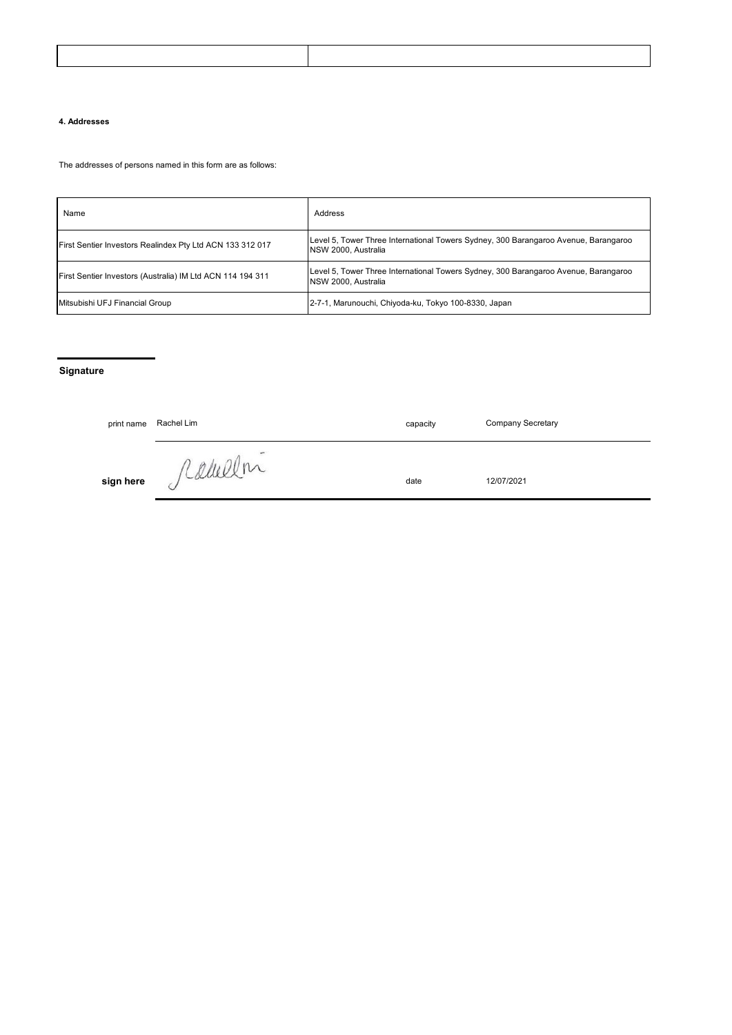| | |
|---|---|
| | |

**4. Addresses**

The addresses of persons named in this form are as follows:

| Name | Address |
|---|---|
| First Sentier Investors Realindex Pty Ltd ACN 133 312 017 | Level 5, Tower Three International Towers Sydney, 300 Barangaroo Avenue, Barangaroo NSW 2000, Australia |
| First Sentier Investors (Australia) IM Ltd ACN 114 194 311 | Level 5, Tower Three International Towers Sydney, 300 Barangaroo Avenue, Barangaroo NSW 2000, Australia |
| Mitsubishi UFJ Financial Group | 2-7-1, Marunouchi, Chiyoda-ku, Tokyo 100-8330, Japan |

**Signature**

| | | | |
|---|---|---|---|
| print name | Rachel Lim | capacity | Company Secretary |
| **sign here** | Rachel Lim | date | 12/07/2021 |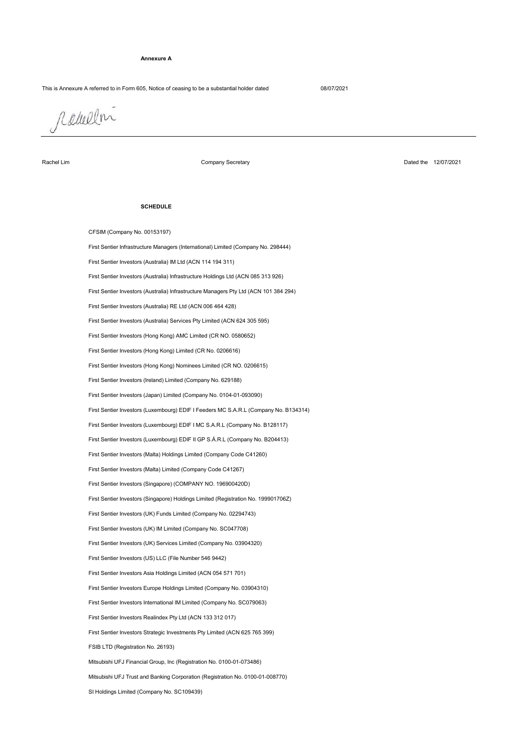**Annexure A**

This is Annexure A referred to in Form 605, Notice of ceasing to be a substantial holder dated 08/07/2021

Rachel Lim | Company Secretary | Dated the 12/07/2021

**SCHEDULE**

CFSIM (Company No. 00153197)

First Sentier Infrastructure Managers (International) Limited (Company No. 298444)

First Sentier Investors (Australia) IM Ltd (ACN 114 194 311)

First Sentier Investors (Australia) Infrastructure Holdings Ltd (ACN 085 313 926)

First Sentier Investors (Australia) Infrastructure Managers Pty Ltd (ACN 101 384 294)

First Sentier Investors (Australia) RE Ltd (ACN 006 464 428)

First Sentier Investors (Australia) Services Pty Limited (ACN 624 305 595)

First Sentier Investors (Hong Kong) AMC Limited (CR NO. 0580652)

First Sentier Investors (Hong Kong) Limited (CR No. 0206616)

First Sentier Investors (Hong Kong) Nominees Limited (CR NO. 0206615)

First Sentier Investors (Ireland) Limited (Company No. 629188)

First Sentier Investors (Japan) Limited (Company No. 0104-01-093090)

First Sentier Investors (Luxembourg) EDIF I Feeders MC S.A.R.L (Company No. B134314)

First Sentier Investors (Luxembourg) EDIF I MC S.A.R.L (Company No. B128117)

First Sentier Investors (Luxembourg) EDIF II GP S.Á.R.L (Company No. B204413)

First Sentier Investors (Malta) Holdings Limited (Company Code C41260)

First Sentier Investors (Malta) Limited (Company Code C41267)

First Sentier Investors (Singapore) (COMPANY NO. 196900420D)

First Sentier Investors (Singapore) Holdings Limited (Registration No. 199901706Z)

First Sentier Investors (UK) Funds Limited (Company No. 02294743)

First Sentier Investors (UK) IM Limited (Company No. SC047708)

First Sentier Investors (UK) Services Limited (Company No. 03904320)

First Sentier Investors (US) LLC (File Number 546 9442)

First Sentier Investors Asia Holdings Limited (ACN 054 571 701)

First Sentier Investors Europe Holdings Limited (Company No. 03904310)

First Sentier Investors International IM Limited (Company No. SC079063)

First Sentier Investors Realindex Pty Ltd (ACN 133 312 017)

First Sentier Investors Strategic Investments Pty Limited (ACN 625 765 399)

FSIB LTD (Registration No. 26193)

Mitsubishi UFJ Financial Group, Inc (Registration No. 0100-01-073486)

Mitsubishi UFJ Trust and Banking Corporation (Registration No. 0100-01-008770)

SI Holdings Limited (Company No. SC109439)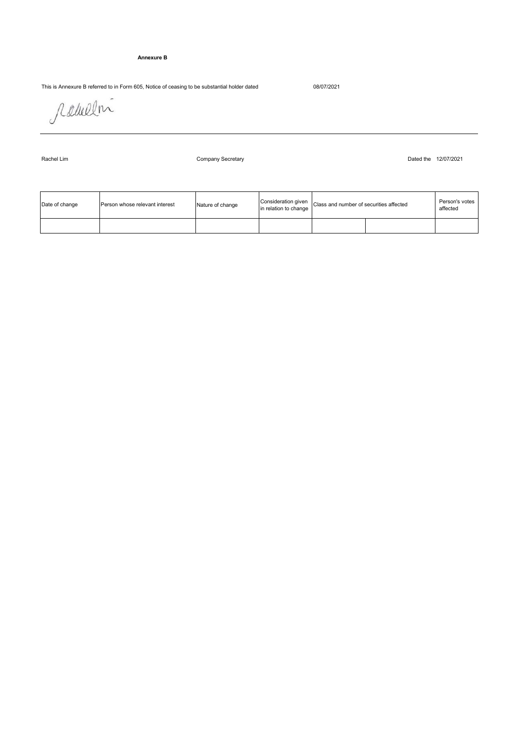**Annexure B**

This is Annexure B referred to in Form 605, Notice of ceasing to be substantial holder dated 08/07/2021

Rachel Lim — Company Secretary — Dated the 12/07/2021

| Date of change | Person whose relevant interest | Nature of change | Consideration given in relation to change | Class and number of securities affected | | Person's votes affected |
|---|---|---|---|---|---|---|
| | | | | | | |